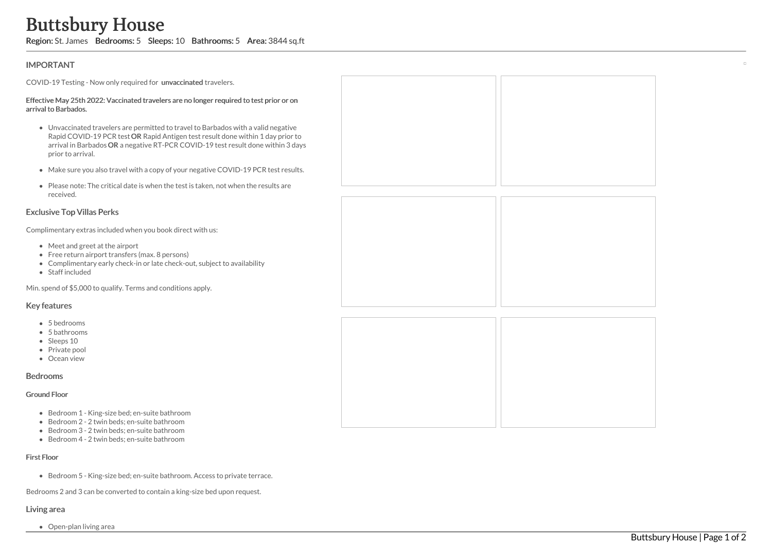# Buttsbury House

**Region:** St. James **Bedrooms:** 5 **Sleeps:** 10 **Bathrooms:** 5 **Area:** 3844 sq.ft

## IMPORTANT

COVID-19 Testing - Now only required for **unvaccinated** travelers.

**Effective May 25th 2022: Vaccinated travelers are no longer required to test prior or on arrival to Barbados.**

- Unvaccinated travelers are permitted to travel to Barbados with a valid negative Rapid COVID-19 PCR test **OR** Rapid Antigen test result done within 1 day prior to arrival in Barbados **OR** a negative RT-PCR COVID-19 test result done within 3 days prior to arrival.
- Make sure you also travel with a copy of your negative COVID-19 PCR test results.
- Please note: The critical date is when the test is taken, not when the results are received.

## Exclusive Top Villas Perks

Complimentary extras included when you book direct with us:

- Meet and greet at the airport
- Free return airport transfers (max. 8 persons)
- Complimentary early check-in or late check-out, subject to availability
- Staff included

Min. spend of $5,000 to qualify. Terms and conditions apply.

## Key features

- 5 bedrooms
- 5 bathrooms
- Sleeps 10
- Private pool
- Ocean view

## Bedrooms

#### Ground Floor

- Bedroom 1 - King-size bed; en-suite bathroom
- Bedroom 2 - 2 twin beds; en-suite bathroom
- Bedroom 3 - 2 twin beds; en-suite bathroom
- Bedroom 4 - 2 twin beds; en-suite bathroom

#### First Floor

- Bedroom 5 - King-size bed; en-suite bathroom. Access to private terrace.

Bedrooms 2 and 3 can be converted to contain a king-size bed upon request.

## Living area

- Open-plan living area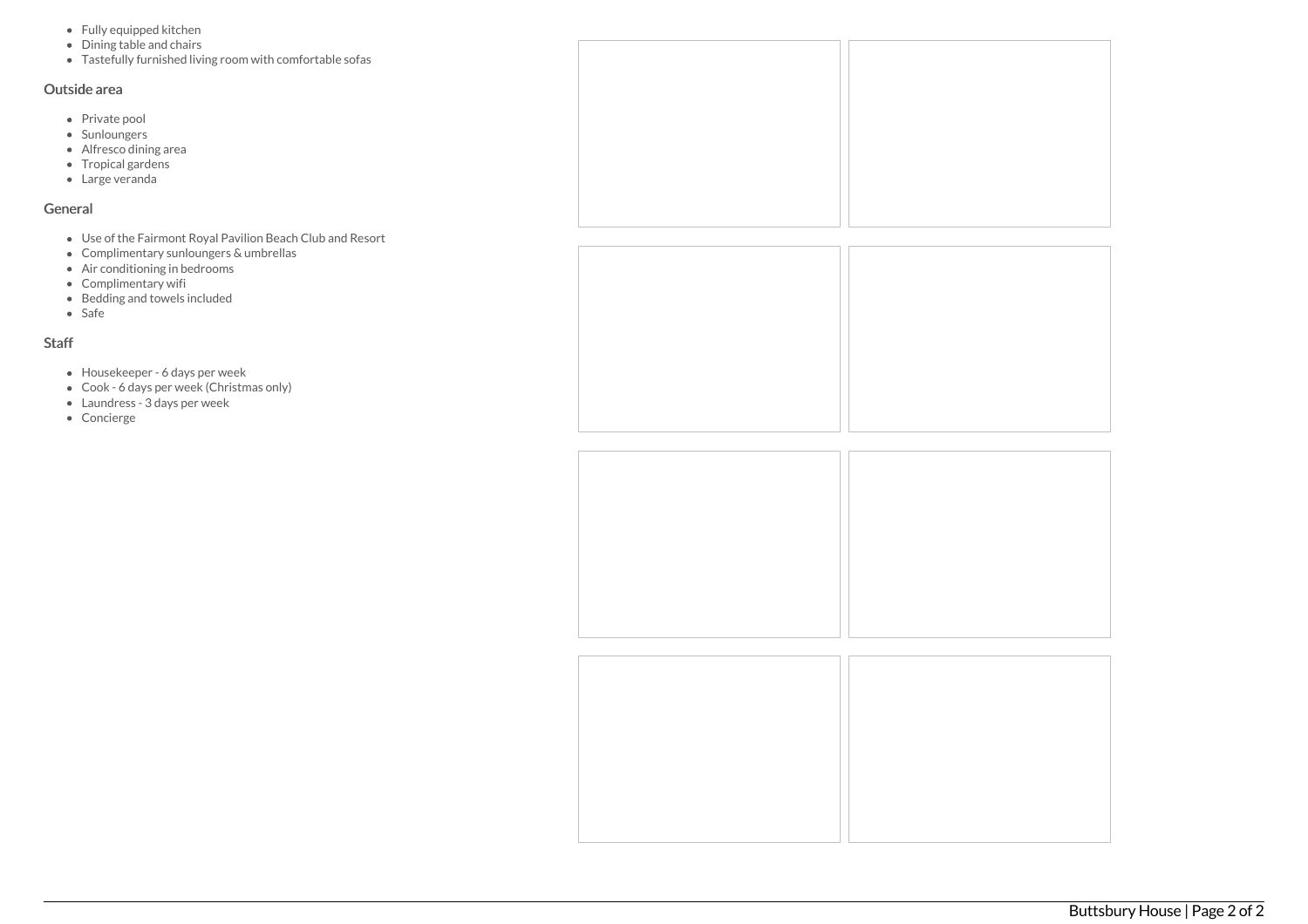- Fully equipped kitchen
- Dining table and chairs
- Tastefully furnished living room with comfortable sofas

### Outside area

- Private pool
- Sunloungers
- Alfresco dining area
- Tropical gardens
- Large veranda

### General

- Use of the Fairmont Royal Pavilion Beach Club and Resort
- Complimentary sunloungers & umbrellas
- Air conditioning in bedrooms
- Complimentary wifi
- Bedding and towels included
- Safe

### Staff

- Housekeeper - 6 days per week
- Cook - 6 days per week (Christmas only)
- Laundress - 3 days per week
- Concierge